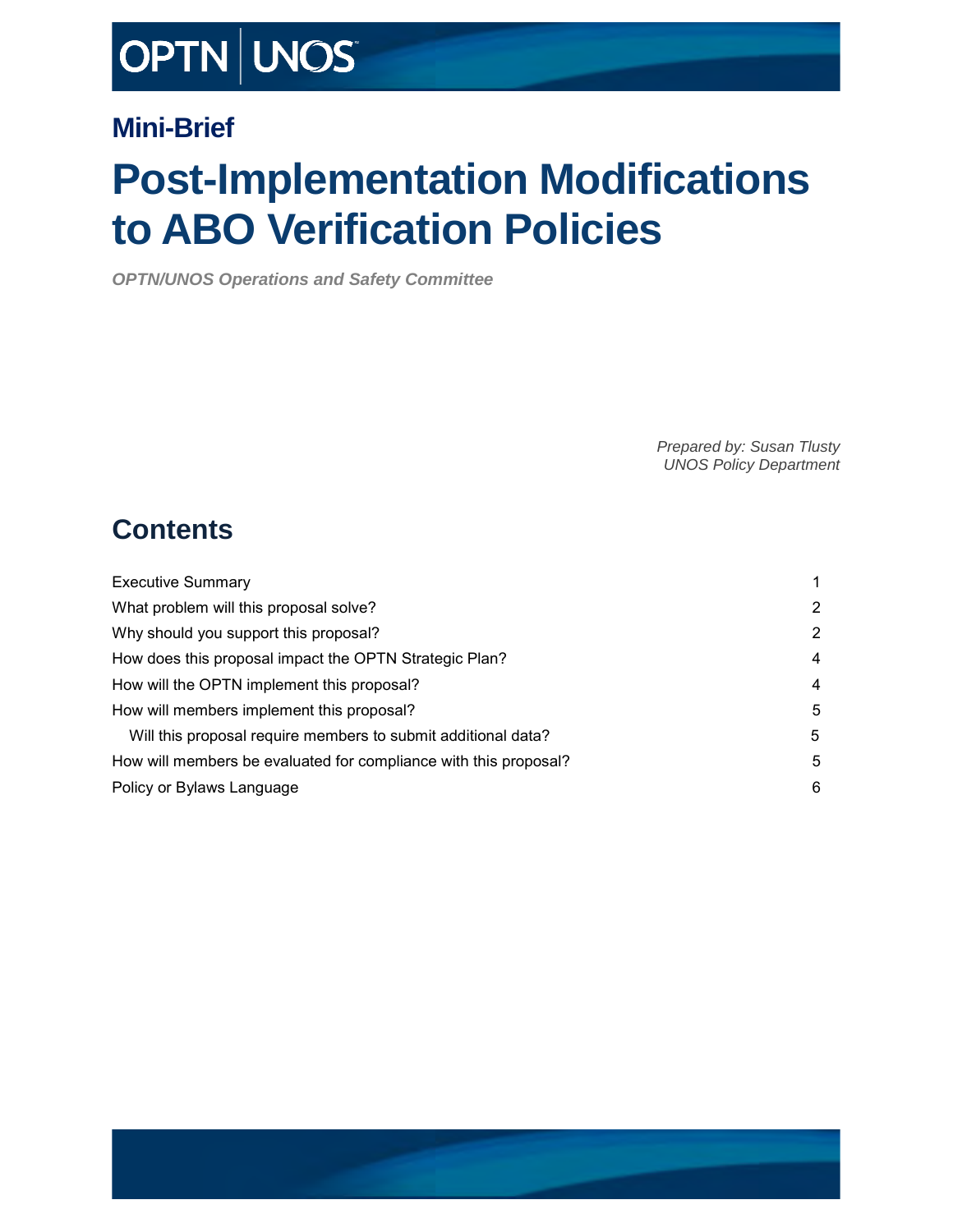OPTN | UNOS

## Mini-Brief

# Post-Implementation Modifications to ABO Verification Policies

***OPTN/UNOS Operations and Safety Committee***

*Prepared by: Susan Tlusty*
*UNOS Policy Department*

## Contents

| | |
|---|---|
| Executive Summary | 1 |
| What problem will this proposal solve? | 2 |
| Why should you support this proposal? | 2 |
| How does this proposal impact the OPTN Strategic Plan? | 4 |
| How will the OPTN implement this proposal? | 4 |
| How will members implement this proposal? | 5 |
| Will this proposal require members to submit additional data? | 5 |
| How will members be evaluated for compliance with this proposal? | 5 |
| Policy or Bylaws Language | 6 |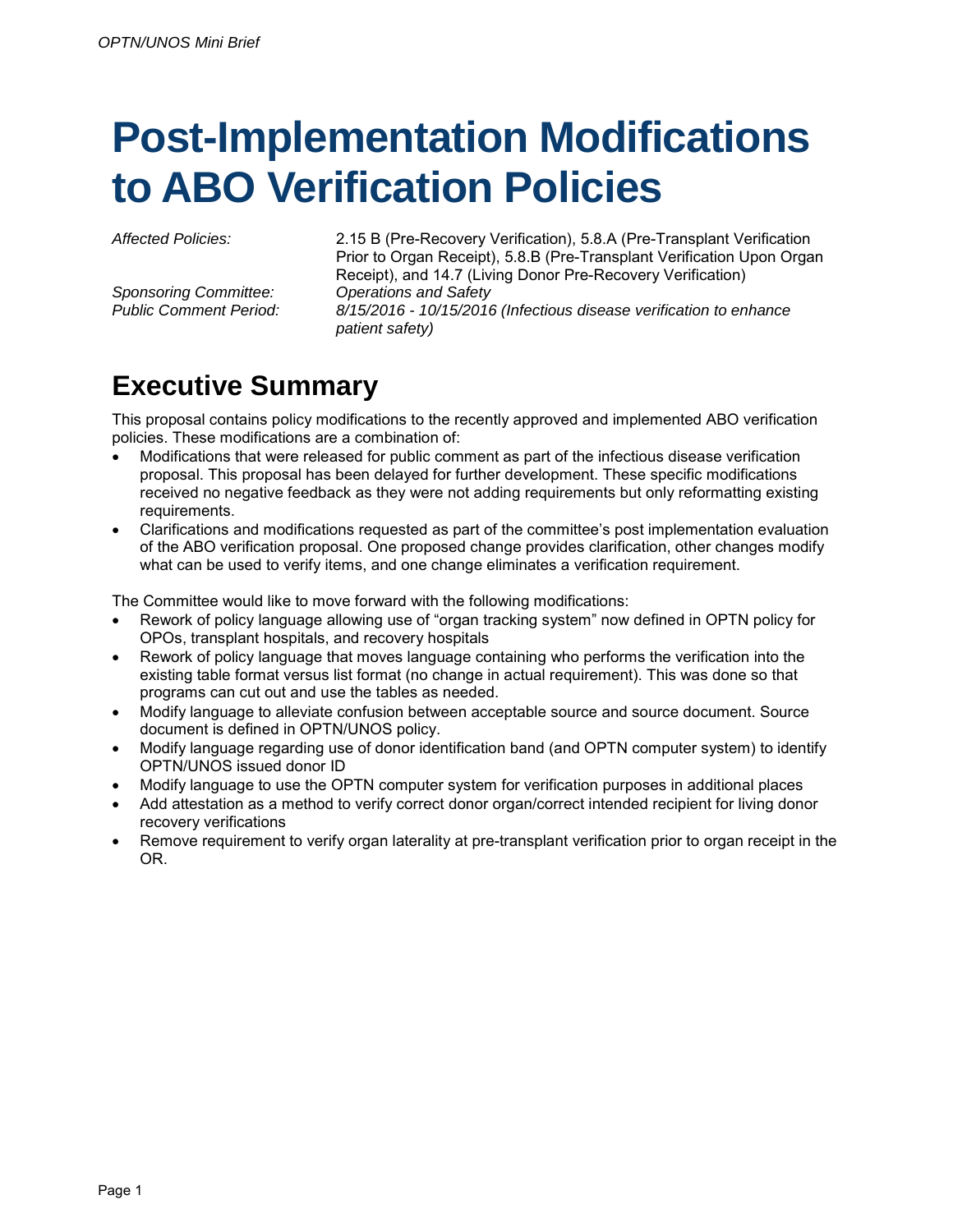# Post-Implementation Modifications to ABO Verification Policies

| | |
|---|---|
| *Affected Policies:* | 2.15 B (Pre-Recovery Verification), 5.8.A (Pre-Transplant Verification Prior to Organ Receipt), 5.8.B (Pre-Transplant Verification Upon Organ Receipt), and 14.7 (Living Donor Pre-Recovery Verification) |
| *Sponsoring Committee:* | *Operations and Safety* |
| *Public Comment Period:* | *8/15/2016 - 10/15/2016 (Infectious disease verification to enhance patient safety)* |

## Executive Summary

This proposal contains policy modifications to the recently approved and implemented ABO verification policies. These modifications are a combination of:

- Modifications that were released for public comment as part of the infectious disease verification proposal. This proposal has been delayed for further development. These specific modifications received no negative feedback as they were not adding requirements but only reformatting existing requirements.
- Clarifications and modifications requested as part of the committee's post implementation evaluation of the ABO verification proposal. One proposed change provides clarification, other changes modify what can be used to verify items, and one change eliminates a verification requirement.

The Committee would like to move forward with the following modifications:

- Rework of policy language allowing use of "organ tracking system" now defined in OPTN policy for OPOs, transplant hospitals, and recovery hospitals
- Rework of policy language that moves language containing who performs the verification into the existing table format versus list format (no change in actual requirement). This was done so that programs can cut out and use the tables as needed.
- Modify language to alleviate confusion between acceptable source and source document. Source document is defined in OPTN/UNOS policy.
- Modify language regarding use of donor identification band (and OPTN computer system) to identify OPTN/UNOS issued donor ID
- Modify language to use the OPTN computer system for verification purposes in additional places
- Add attestation as a method to verify correct donor organ/correct intended recipient for living donor recovery verifications
- Remove requirement to verify organ laterality at pre-transplant verification prior to organ receipt in the OR.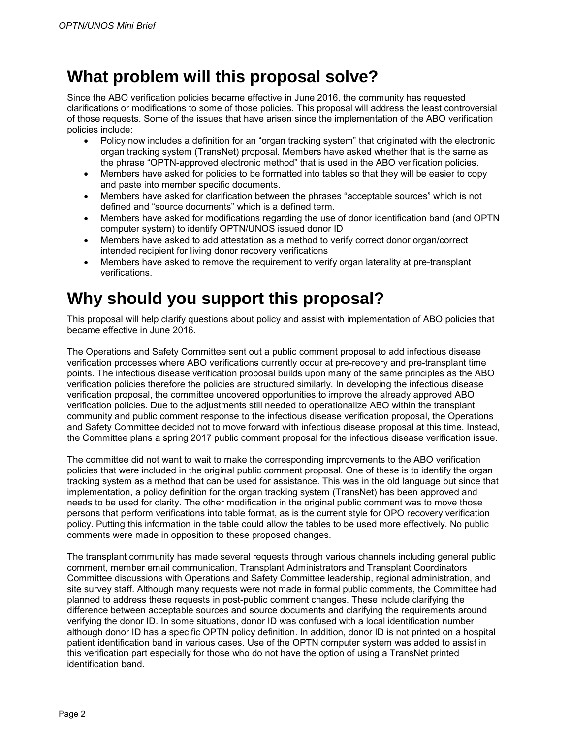# What problem will this proposal solve?

Since the ABO verification policies became effective in June 2016, the community has requested clarifications or modifications to some of those policies. This proposal will address the least controversial of those requests. Some of the issues that have arisen since the implementation of the ABO verification policies include:

- Policy now includes a definition for an "organ tracking system" that originated with the electronic organ tracking system (TransNet) proposal. Members have asked whether that is the same as the phrase "OPTN-approved electronic method" that is used in the ABO verification policies.
- Members have asked for policies to be formatted into tables so that they will be easier to copy and paste into member specific documents.
- Members have asked for clarification between the phrases "acceptable sources" which is not defined and "source documents" which is a defined term.
- Members have asked for modifications regarding the use of donor identification band (and OPTN computer system) to identify OPTN/UNOS issued donor ID
- Members have asked to add attestation as a method to verify correct donor organ/correct intended recipient for living donor recovery verifications
- Members have asked to remove the requirement to verify organ laterality at pre-transplant verifications.

# Why should you support this proposal?

This proposal will help clarify questions about policy and assist with implementation of ABO policies that became effective in June 2016.

The Operations and Safety Committee sent out a public comment proposal to add infectious disease verification processes where ABO verifications currently occur at pre-recovery and pre-transplant time points. The infectious disease verification proposal builds upon many of the same principles as the ABO verification policies therefore the policies are structured similarly. In developing the infectious disease verification proposal, the committee uncovered opportunities to improve the already approved ABO verification policies. Due to the adjustments still needed to operationalize ABO within the transplant community and public comment response to the infectious disease verification proposal, the Operations and Safety Committee decided not to move forward with infectious disease proposal at this time. Instead, the Committee plans a spring 2017 public comment proposal for the infectious disease verification issue.

The committee did not want to wait to make the corresponding improvements to the ABO verification policies that were included in the original public comment proposal. One of these is to identify the organ tracking system as a method that can be used for assistance. This was in the old language but since that implementation, a policy definition for the organ tracking system (TransNet) has been approved and needs to be used for clarity. The other modification in the original public comment was to move those persons that perform verifications into table format, as is the current style for OPO recovery verification policy. Putting this information in the table could allow the tables to be used more effectively. No public comments were made in opposition to these proposed changes.

The transplant community has made several requests through various channels including general public comment, member email communication, Transplant Administrators and Transplant Coordinators Committee discussions with Operations and Safety Committee leadership, regional administration, and site survey staff. Although many requests were not made in formal public comments, the Committee had planned to address these requests in post-public comment changes. These include clarifying the difference between acceptable sources and source documents and clarifying the requirements around verifying the donor ID. In some situations, donor ID was confused with a local identification number although donor ID has a specific OPTN policy definition. In addition, donor ID is not printed on a hospital patient identification band in various cases. Use of the OPTN computer system was added to assist in this verification part especially for those who do not have the option of using a TransNet printed identification band.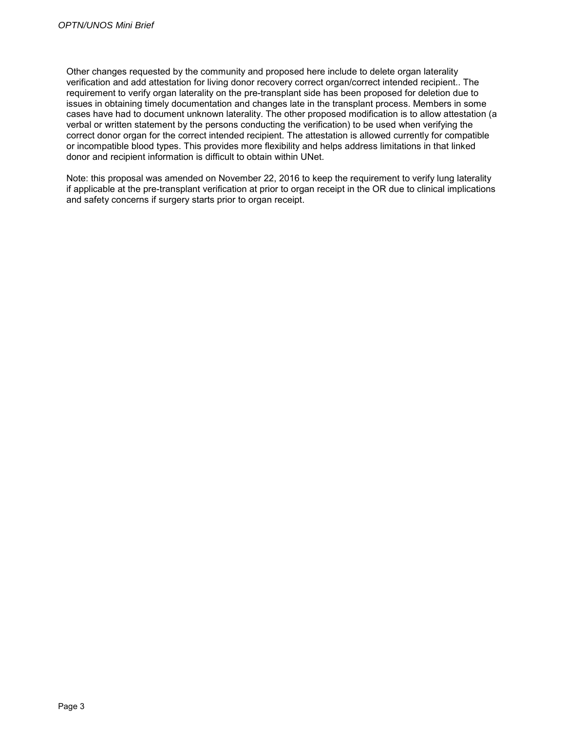Other changes requested by the community and proposed here include to delete organ laterality verification and add attestation for living donor recovery correct organ/correct intended recipient.. The requirement to verify organ laterality on the pre-transplant side has been proposed for deletion due to issues in obtaining timely documentation and changes late in the transplant process. Members in some cases have had to document unknown laterality. The other proposed modification is to allow attestation (a verbal or written statement by the persons conducting the verification) to be used when verifying the correct donor organ for the correct intended recipient. The attestation is allowed currently for compatible or incompatible blood types. This provides more flexibility and helps address limitations in that linked donor and recipient information is difficult to obtain within UNet.

Note: this proposal was amended on November 22, 2016 to keep the requirement to verify lung laterality if applicable at the pre-transplant verification at prior to organ receipt in the OR due to clinical implications and safety concerns if surgery starts prior to organ receipt.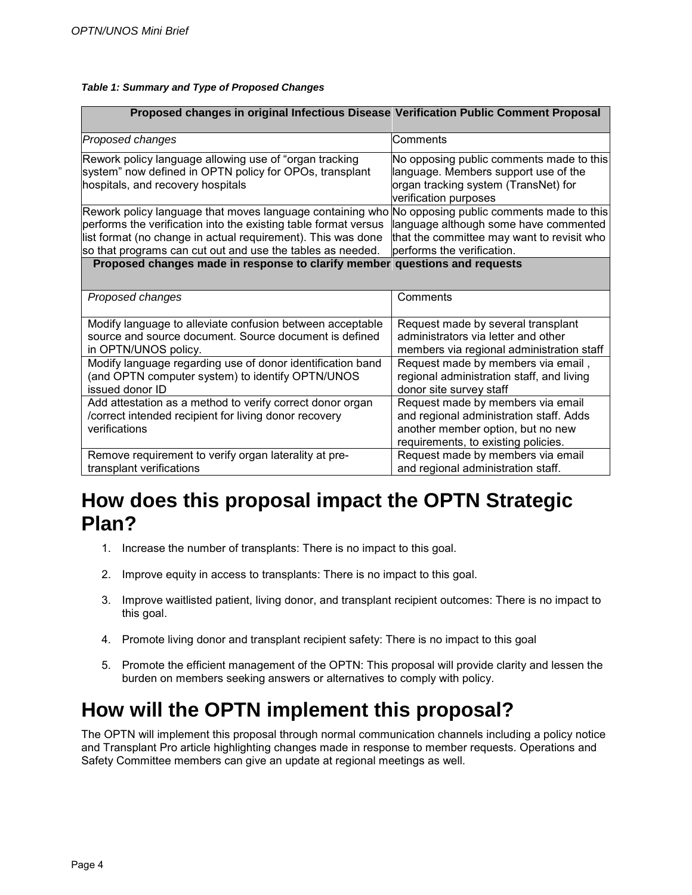***Table 1: Summary and Type of Proposed Changes***

| Proposed changes in original Infectious Disease Verification Public Comment Proposal | |
|---|---|
| *Proposed changes* | Comments |
| Rework policy language allowing use of "organ tracking system" now defined in OPTN policy for OPOs, transplant hospitals, and recovery hospitals | No opposing public comments made to this language. Members support use of the organ tracking system (TransNet) for verification purposes |
| Rework policy language that moves language containing who performs the verification into the existing table format versus list format (no change in actual requirement). This was done so that programs can cut out and use the tables as needed. | No opposing public comments made to this language although some have commented that the committee may want to revisit who performs the verification. |
| **Proposed changes made in response to clarify member questions and requests** | |
| *Proposed changes* | Comments |
| Modify language to alleviate confusion between acceptable source and source document. Source document is defined in OPTN/UNOS policy. | Request made by several transplant administrators via letter and other members via regional administration staff |
| Modify language regarding use of donor identification band (and OPTN computer system) to identify OPTN/UNOS issued donor ID | Request made by members via email , regional administration staff, and living donor site survey staff |
| Add attestation as a method to verify correct donor organ /correct intended recipient for living donor recovery verifications | Request made by members via email and regional administration staff. Adds another member option, but no new requirements, to existing policies. |
| Remove requirement to verify organ laterality at pre-transplant verifications | Request made by members via email and regional administration staff. |

# How does this proposal impact the OPTN Strategic Plan?

1. Increase the number of transplants: There is no impact to this goal.
2. Improve equity in access to transplants: There is no impact to this goal.
3. Improve waitlisted patient, living donor, and transplant recipient outcomes: There is no impact to this goal.
4. Promote living donor and transplant recipient safety: There is no impact to this goal
5. Promote the efficient management of the OPTN: This proposal will provide clarity and lessen the burden on members seeking answers or alternatives to comply with policy.

# How will the OPTN implement this proposal?

The OPTN will implement this proposal through normal communication channels including a policy notice and Transplant Pro article highlighting changes made in response to member requests. Operations and Safety Committee members can give an update at regional meetings as well.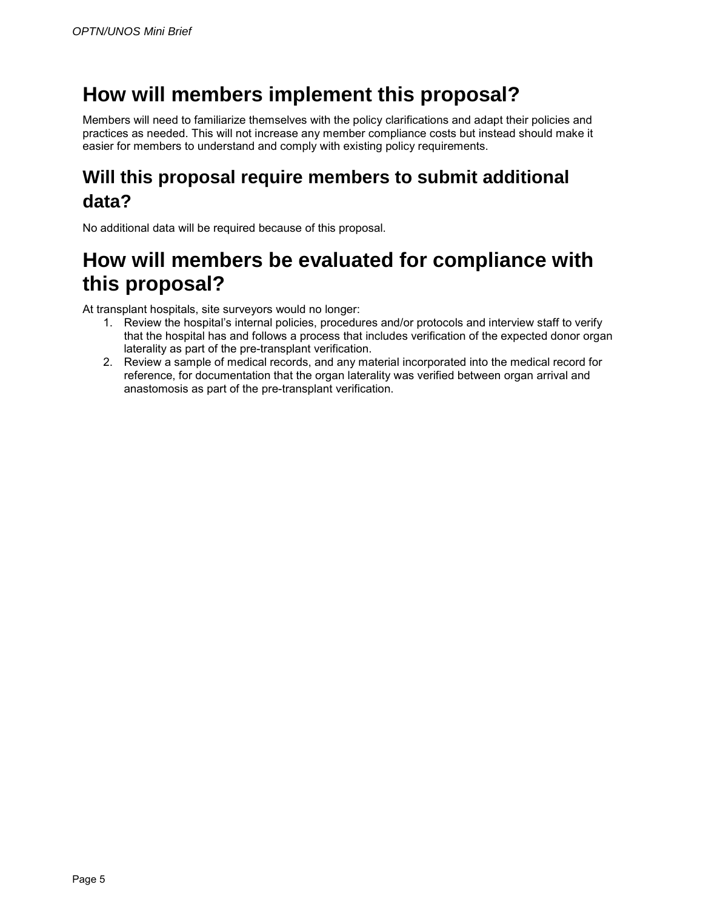# How will members implement this proposal?

Members will need to familiarize themselves with the policy clarifications and adapt their policies and practices as needed. This will not increase any member compliance costs but instead should make it easier for members to understand and comply with existing policy requirements.

## Will this proposal require members to submit additional data?

No additional data will be required because of this proposal.

# How will members be evaluated for compliance with this proposal?

At transplant hospitals, site surveyors would no longer:

1. Review the hospital's internal policies, procedures and/or protocols and interview staff to verify that the hospital has and follows a process that includes verification of the expected donor organ laterality as part of the pre-transplant verification.
2. Review a sample of medical records, and any material incorporated into the medical record for reference, for documentation that the organ laterality was verified between organ arrival and anastomosis as part of the pre-transplant verification.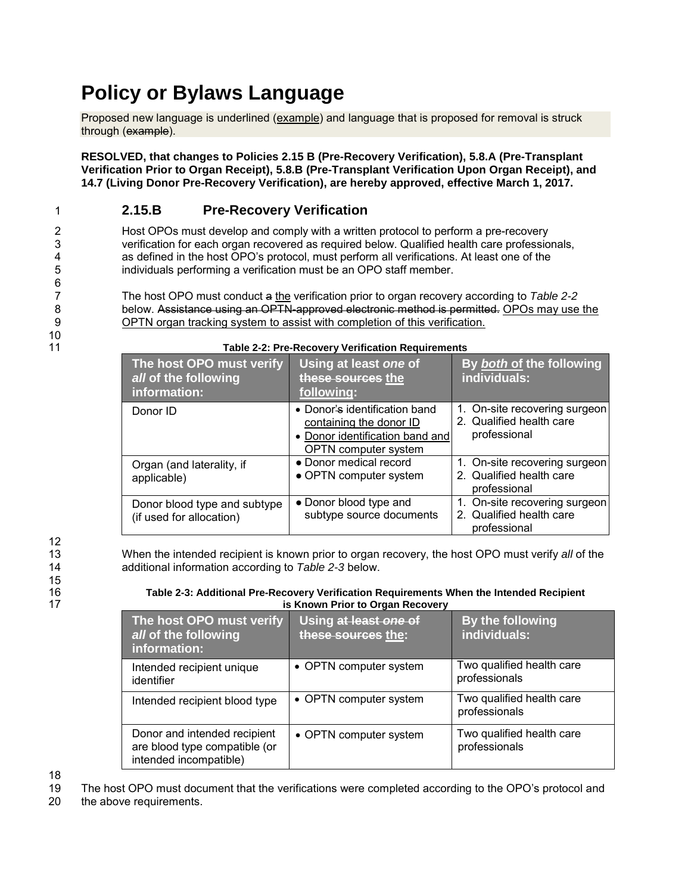# Policy or Bylaws Language

Proposed new language is underlined (<u>example</u>) and language that is proposed for removal is struck through (~~example~~).

**RESOLVED, that changes to Policies 2.15 B (Pre-Recovery Verification), 5.8.A (Pre-Transplant Verification Prior to Organ Receipt), 5.8.B (Pre-Transplant Verification Upon Organ Receipt), and 14.7 (Living Donor Pre-Recovery Verification), are hereby approved, effective March 1, 2017.**

## 2.15.B Pre-Recovery Verification

Host OPOs must develop and comply with a written protocol to perform a pre-recovery verification for each organ recovered as required below. Qualified health care professionals, as defined in the host OPO's protocol, must perform all verifications. At least one of the individuals performing a verification must be an OPO staff member.

The host OPO must conduct ~~a~~ <u>the</u> verification prior to organ recovery according to *Table 2-2* below. ~~Assistance using an OPTN-approved electronic method is permitted.~~ <u>OPOs may use the OPTN organ tracking system to assist with completion of this verification.</u>

**Table 2-2: Pre-Recovery Verification Requirements**

| The host OPO must verify *all* of the following information: | Using at least *one* of ~~these sources~~ <u>the following</u>: | By <u>*both*</u> <u>of</u> the following individuals: |
|---|---|---|
| Donor ID | • Donor~~'s~~ identification band <u>containing the donor ID</u><br>• <u>Donor identification band and</u> OPTN computer system | 1. On-site recovering surgeon<br>2. Qualified health care professional |
| Organ (and laterality, if applicable) | • Donor medical record<br>• OPTN computer system | 1. On-site recovering surgeon<br>2. Qualified health care professional |
| Donor blood type and subtype (if used for allocation) | • Donor blood type and subtype source documents | 1. On-site recovering surgeon<br>2. Qualified health care professional |

When the intended recipient is known prior to organ recovery, the host OPO must verify *all* of the additional information according to *Table 2-3* below.

**Table 2-3: Additional Pre-Recovery Verification Requirements When the Intended Recipient is Known Prior to Organ Recovery**

| The host OPO must verify *all* of the following information: | Using ~~at least~~ ~~*one* of~~ ~~these sources~~ <u>the</u>: | By the following individuals: |
|---|---|---|
| Intended recipient unique identifier | • OPTN computer system | Two qualified health care professionals |
| Intended recipient blood type | • OPTN computer system | Two qualified health care professionals |
| Donor and intended recipient are blood type compatible (or intended incompatible) | • OPTN computer system | Two qualified health care professionals |

The host OPO must document that the verifications were completed according to the OPO's protocol and the above requirements.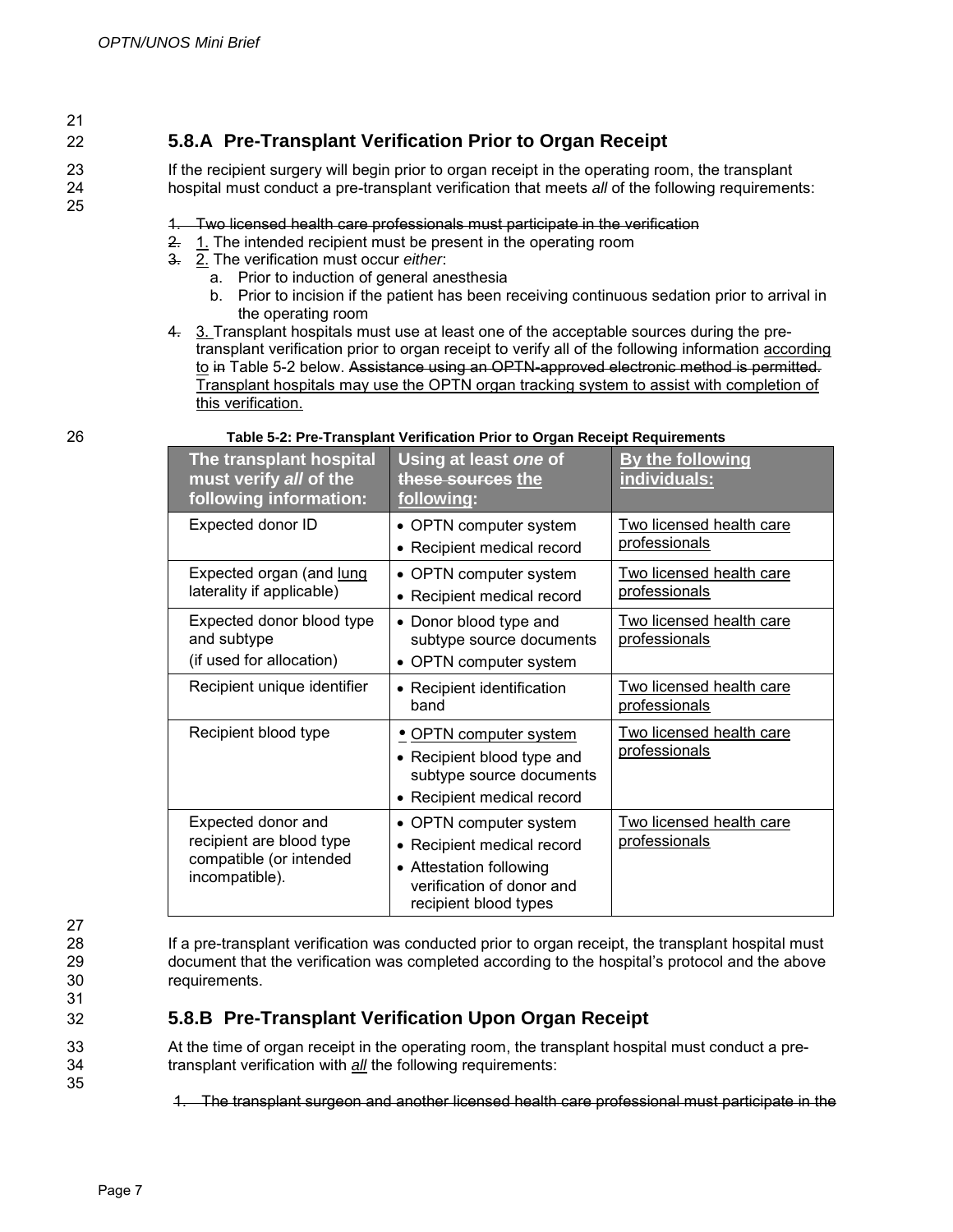## 5.8.A Pre-Transplant Verification Prior to Organ Receipt

If the recipient surgery will begin prior to organ receipt in the operating room, the transplant hospital must conduct a pre-transplant verification that meets *all* of the following requirements:

~~1. Two licensed health care professionals must participate in the verification~~
~~2.~~ 1. The intended recipient must be present in the operating room
~~3.~~ 2. The verification must occur *either*:
   a. Prior to induction of general anesthesia
   b. Prior to incision if the patient has been receiving continuous sedation prior to arrival in the operating room

~~4.~~ 3. Transplant hospitals must use at least one of the acceptable sources during the pre-transplant verification prior to organ receipt to verify all of the following information according to ~~in~~ Table 5-2 below. ~~Assistance using an OPTN-approved electronic method is permitted.~~ Transplant hospitals may use the OPTN organ tracking system to assist with completion of this verification.

**Table 5-2: Pre-Transplant Verification Prior to Organ Receipt Requirements**

| The transplant hospital must verify *all* of the following information: | Using at least *one* of ~~these sources~~ the following: | By the following individuals: |
|---|---|---|
| Expected donor ID | • OPTN computer system<br>• Recipient medical record | Two licensed health care professionals |
| Expected organ (and lung laterality if applicable) | • OPTN computer system<br>• Recipient medical record | Two licensed health care professionals |
| Expected donor blood type and subtype (if used for allocation) | • Donor blood type and subtype source documents<br>• OPTN computer system | Two licensed health care professionals |
| Recipient unique identifier | • Recipient identification band | Two licensed health care professionals |
| Recipient blood type | • OPTN computer system<br>• Recipient blood type and subtype source documents<br>• Recipient medical record | Two licensed health care professionals |
| Expected donor and recipient are blood type compatible (or intended incompatible). | • OPTN computer system<br>• Recipient medical record<br>• Attestation following verification of donor and recipient blood types | Two licensed health care professionals |

If a pre-transplant verification was conducted prior to organ receipt, the transplant hospital must document that the verification was completed according to the hospital's protocol and the above requirements.

## 5.8.B Pre-Transplant Verification Upon Organ Receipt

At the time of organ receipt in the operating room, the transplant hospital must conduct a pre-transplant verification with *all* the following requirements:

~~1. The transplant surgeon and another licensed health care professional must participate in the~~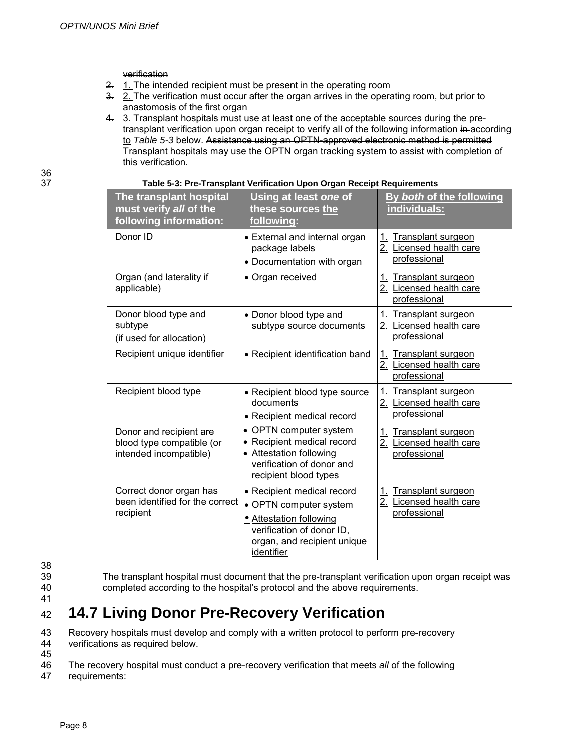~~verification~~

~~2.~~ 1. The intended recipient must be present in the operating room

~~3.~~ 2. The verification must occur after the organ arrives in the operating room, but prior to anastomosis of the first organ

~~4.~~ 3. Transplant hospitals must use at least one of the acceptable sources during the pre-transplant verification upon organ receipt to verify all of the following information ~~in~~ according to *Table 5-3* below. ~~Assistance using an OPTN-approved electronic method is permitted~~ Transplant hospitals may use the OPTN organ tracking system to assist with completion of this verification.

**Table 5-3: Pre-Transplant Verification Upon Organ Receipt Requirements**

| The transplant hospital must verify *all* of the following information: | Using at least *one* of ~~these sources~~ the following: | By *both* of the following individuals: |
|---|---|---|
| Donor ID | • External and internal organ package labels<br>• Documentation with organ | 1. Transplant surgeon<br>2. Licensed health care professional |
| Organ (and laterality if applicable) | • Organ received | 1. Transplant surgeon<br>2. Licensed health care professional |
| Donor blood type and subtype (if used for allocation) | • Donor blood type and subtype source documents | 1. Transplant surgeon<br>2. Licensed health care professional |
| Recipient unique identifier | • Recipient identification band | 1. Transplant surgeon<br>2. Licensed health care professional |
| Recipient blood type | • Recipient blood type source documents<br>• Recipient medical record | 1. Transplant surgeon<br>2. Licensed health care professional |
| Donor and recipient are blood type compatible (or intended incompatible) | • OPTN computer system<br>• Recipient medical record<br>• Attestation following verification of donor and recipient blood types | 1. Transplant surgeon<br>2. Licensed health care professional |
| Correct donor organ has been identified for the correct recipient | • Recipient medical record<br>• OPTN computer system<br>• Attestation following verification of donor ID, organ, and recipient unique identifier | 1. Transplant surgeon<br>2. Licensed health care professional |

The transplant hospital must document that the pre-transplant verification upon organ receipt was completed according to the hospital's protocol and the above requirements.

## 14.7 Living Donor Pre-Recovery Verification

Recovery hospitals must develop and comply with a written protocol to perform pre-recovery verifications as required below.

The recovery hospital must conduct a pre-recovery verification that meets *all* of the following requirements: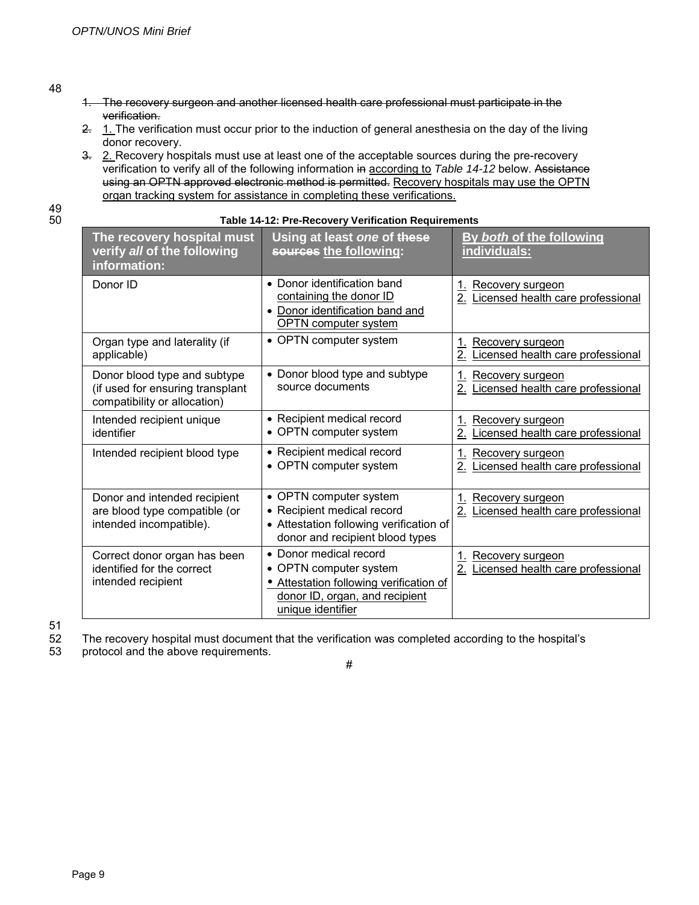48

~~1. The recovery surgeon and another licensed health care professional must participate in the verification.~~

~~2.~~ 1. The verification must occur prior to the induction of general anesthesia on the day of the living donor recovery.

~~3.~~ 2. Recovery hospitals must use at least one of the acceptable sources during the pre-recovery verification to verify all of the following information ~~in~~ according to *Table 14-12* below. ~~Assistance using an OPTN approved electronic method is permitted.~~ Recovery hospitals may use the OPTN organ tracking system for assistance in completing these verifications.

49
50

**Table 14-12: Pre-Recovery Verification Requirements**

| The recovery hospital must verify *all* of the following information: | Using at least *one* of ~~these sources~~ the following: | By *both* of the following individuals: |
|---|---|---|
| Donor ID | • Donor identification band containing the donor ID<br>• Donor identification band and OPTN computer system | 1. Recovery surgeon<br>2. Licensed health care professional |
| Organ type and laterality (if applicable) | • OPTN computer system | 1. Recovery surgeon<br>2. Licensed health care professional |
| Donor blood type and subtype (if used for ensuring transplant compatibility or allocation) | • Donor blood type and subtype source documents | 1. Recovery surgeon<br>2. Licensed health care professional |
| Intended recipient unique identifier | • Recipient medical record<br>• OPTN computer system | 1. Recovery surgeon<br>2. Licensed health care professional |
| Intended recipient blood type | • Recipient medical record<br>• OPTN computer system | 1. Recovery surgeon<br>2. Licensed health care professional |
| Donor and intended recipient are blood type compatible (or intended incompatible). | • OPTN computer system<br>• Recipient medical record<br>• Attestation following verification of donor and recipient blood types | 1. Recovery surgeon<br>2. Licensed health care professional |
| Correct donor organ has been identified for the correct intended recipient | • Donor medical record<br>• OPTN computer system<br>• Attestation following verification of donor ID, organ, and recipient unique identifier | 1. Recovery surgeon<br>2. Licensed health care professional |

51
52 The recovery hospital must document that the verification was completed according to the hospital's
53 protocol and the above requirements.

#